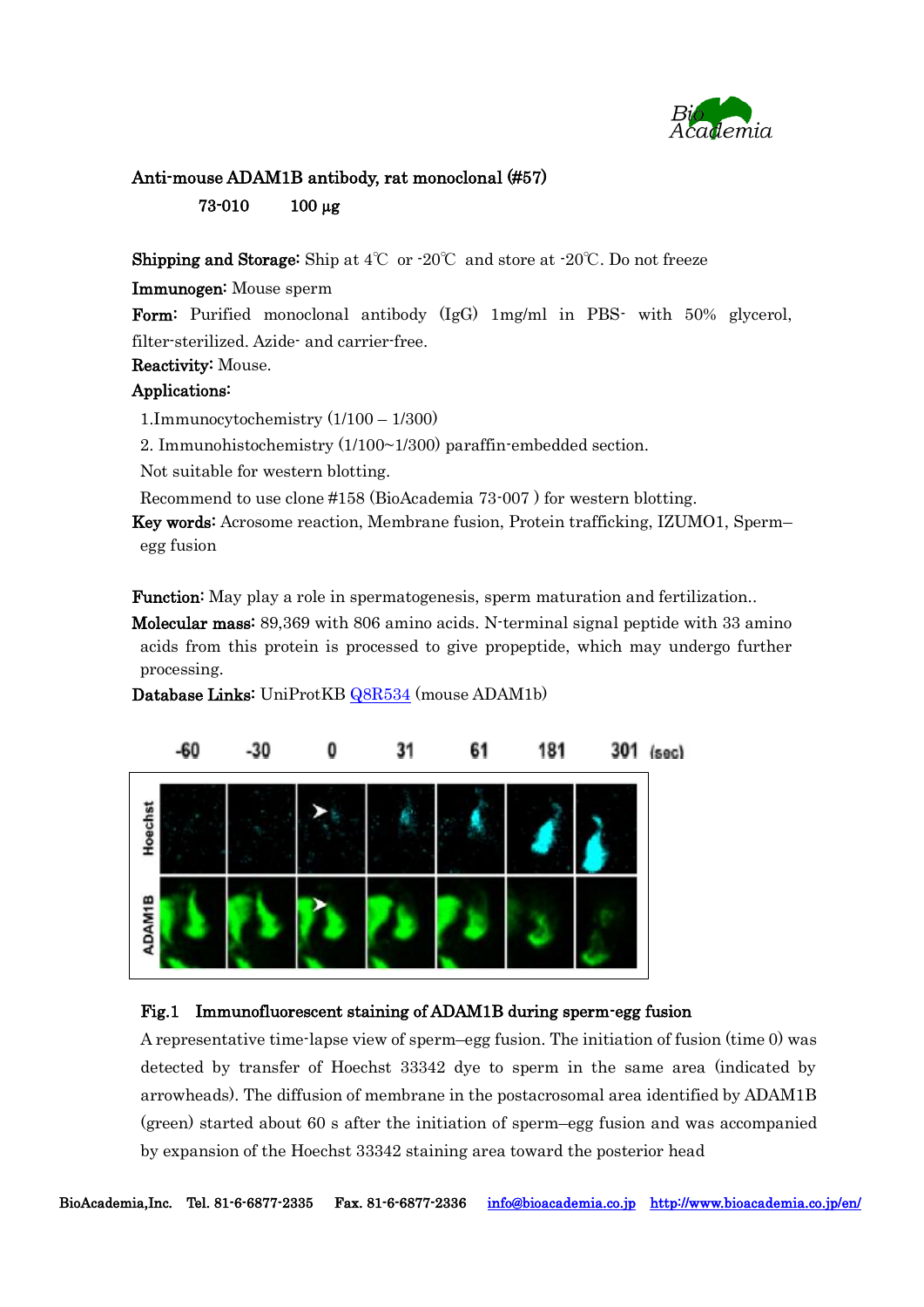## Anti-mouse ADAM1B antibody, rat monoclonal (#57)

73-010　　100 μg

**Shipping and Storage:** Ship at 4℃ or -20℃ and store at -20℃. Do not freeze

**Immunogen:** Mouse sperm

**Form:** Purified monoclonal antibody (IgG) 1mg/ml in PBS- with 50% glycerol, filter-sterilized. Azide- and carrier-free.

**Reactivity:** Mouse.

**Applications:**

1. Immunocytochemistry (1/100 – 1/300)
2. Immunohistochemistry (1/100~1/300) paraffin-embedded section.

Not suitable for western blotting.

Recommend to use clone #158 (BioAcademia 73-007 ) for western blotting.

**Key words:** Acrosome reaction, Membrane fusion, Protein trafficking, IZUMO1, Sperm–egg fusion

**Function:** May play a role in spermatogenesis, sperm maturation and fertilization..

**Molecular mass:** 89,369 with 806 amino acids. N-terminal signal peptide with 33 amino acids from this protein is processed to give propeptide, which may undergo further processing.

**Database Links:** UniProtKB [Q8R534](Q8R534) (mouse ADAM1b)

**Fig.1　Immunofluorescent staining of ADAM1B during sperm-egg fusion**

A representative time-lapse view of sperm–egg fusion. The initiation of fusion (time 0) was detected by transfer of Hoechst 33342 dye to sperm in the same area (indicated by arrowheads). The diffusion of membrane in the postacrosomal area identified by ADAM1B (green) started about 60 s after the initiation of sperm–egg fusion and was accompanied by expansion of the Hoechst 33342 staining area toward the posterior head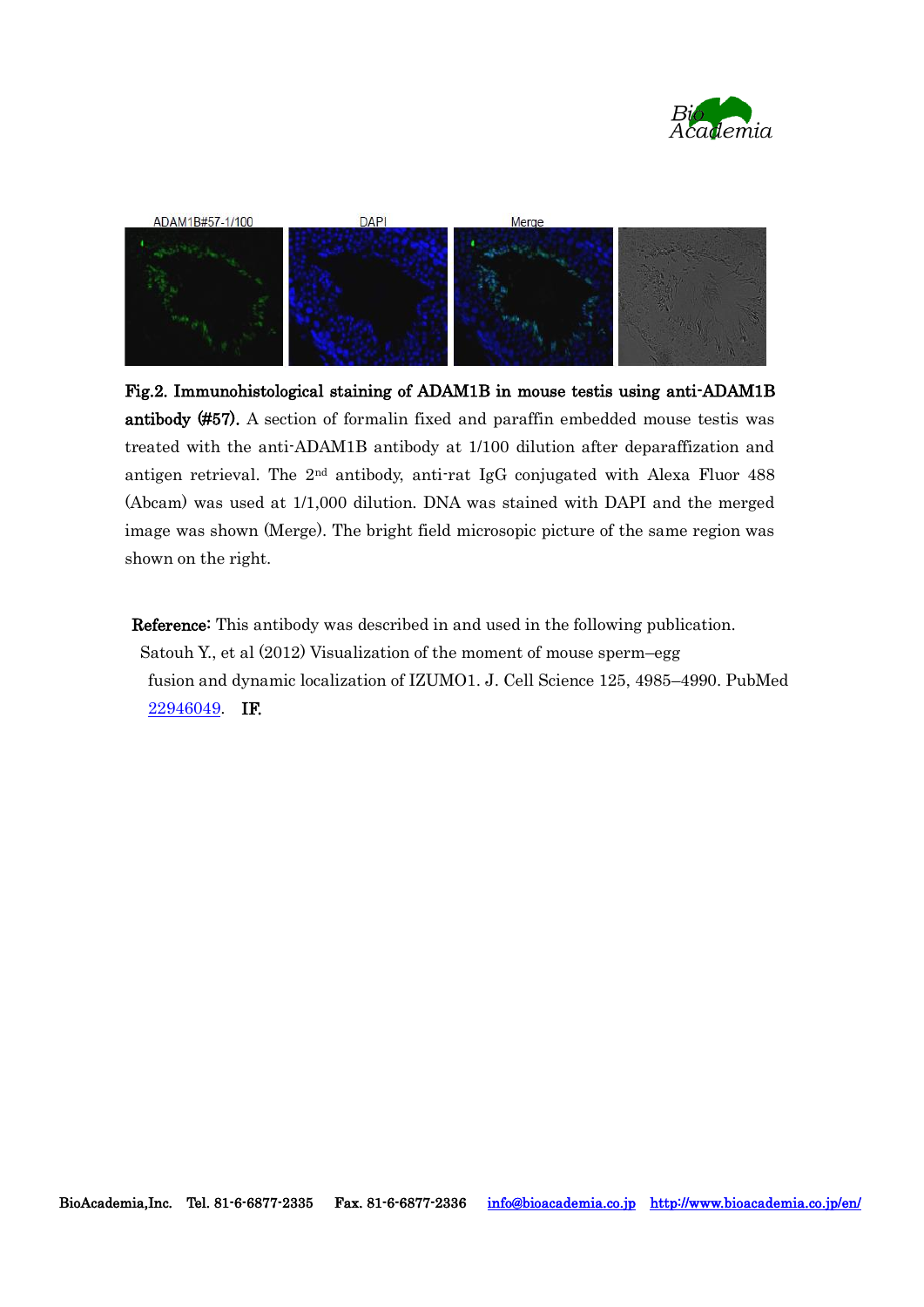ADAM1B#57-1/100

DAPI

Merge

**Fig.2. Immunohistological staining of ADAM1B in mouse testis using anti-ADAM1B antibody (#57).** A section of formalin fixed and paraffin embedded mouse testis was treated with the anti-ADAM1B antibody at 1/100 dilution after deparaffization and antigen retrieval. The 2nd antibody, anti-rat IgG conjugated with Alexa Fluor 488 (Abcam) was used at 1/1,000 dilution. DNA was stained with DAPI and the merged image was shown (Merge). The bright field microsopic picture of the same region was shown on the right.

**Reference:** This antibody was described in and used in the following publication.
Satouh Y., et al (2012) Visualization of the moment of mouse sperm–egg fusion and dynamic localization of IZUMO1. J. Cell Science 125, 4985–4990. PubMed 22946049. **IF.**